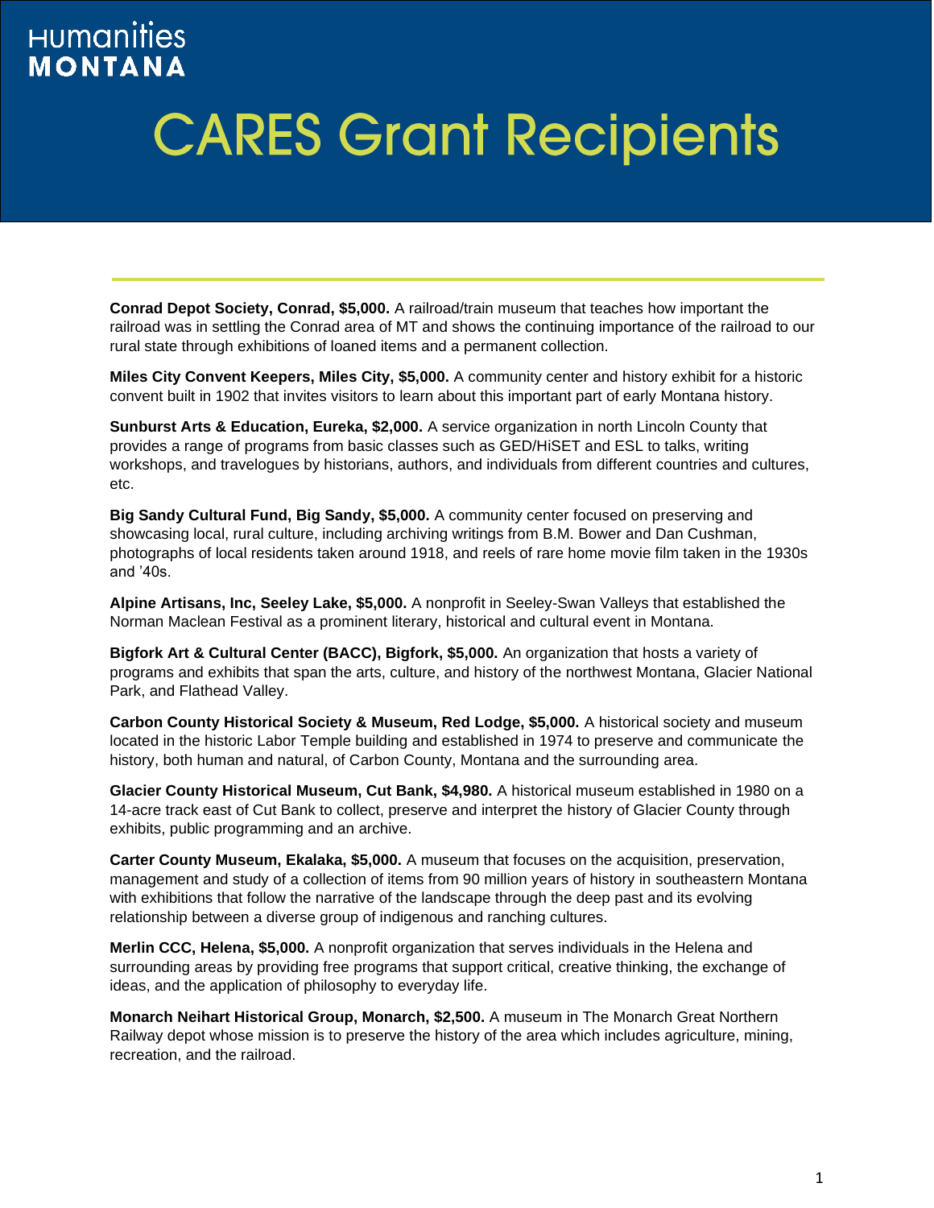Humanities
MONTANA

# CARES Grant Recipients

**Conrad Depot Society, Conrad, $5,000.** A railroad/train museum that teaches how important the railroad was in settling the Conrad area of MT and shows the continuing importance of the railroad to our rural state through exhibitions of loaned items and a permanent collection.

**Miles City Convent Keepers, Miles City, $5,000.** A community center and history exhibit for a historic convent built in 1902 that invites visitors to learn about this important part of early Montana history.

**Sunburst Arts & Education, Eureka, $2,000.** A service organization in north Lincoln County that provides a range of programs from basic classes such as GED/HiSET and ESL to talks, writing workshops, and travelogues by historians, authors, and individuals from different countries and cultures, etc.

**Big Sandy Cultural Fund, Big Sandy, $5,000.** A community center focused on preserving and showcasing local, rural culture, including archiving writings from B.M. Bower and Dan Cushman, photographs of local residents taken around 1918, and reels of rare home movie film taken in the 1930s and '40s.

**Alpine Artisans, Inc, Seeley Lake, $5,000.** A nonprofit in Seeley-Swan Valleys that established the Norman Maclean Festival as a prominent literary, historical and cultural event in Montana.

**Bigfork Art & Cultural Center (BACC), Bigfork, $5,000.** An organization that hosts a variety of programs and exhibits that span the arts, culture, and history of the northwest Montana, Glacier National Park, and Flathead Valley.

**Carbon County Historical Society & Museum, Red Lodge, $5,000.** A historical society and museum located in the historic Labor Temple building and established in 1974 to preserve and communicate the history, both human and natural, of Carbon County, Montana and the surrounding area.

**Glacier County Historical Museum, Cut Bank, $4,980.** A historical museum established in 1980 on a 14-acre track east of Cut Bank to collect, preserve and interpret the history of Glacier County through exhibits, public programming and an archive.

**Carter County Museum, Ekalaka, $5,000.** A museum that focuses on the acquisition, preservation, management and study of a collection of items from 90 million years of history in southeastern Montana with exhibitions that follow the narrative of the landscape through the deep past and its evolving relationship between a diverse group of indigenous and ranching cultures.

**Merlin CCC, Helena, $5,000.** A nonprofit organization that serves individuals in the Helena and surrounding areas by providing free programs that support critical, creative thinking, the exchange of ideas, and the application of philosophy to everyday life.

**Monarch Neihart Historical Group, Monarch, $2,500.** A museum in The Monarch Great Northern Railway depot whose mission is to preserve the history of the area which includes agriculture, mining, recreation, and the railroad.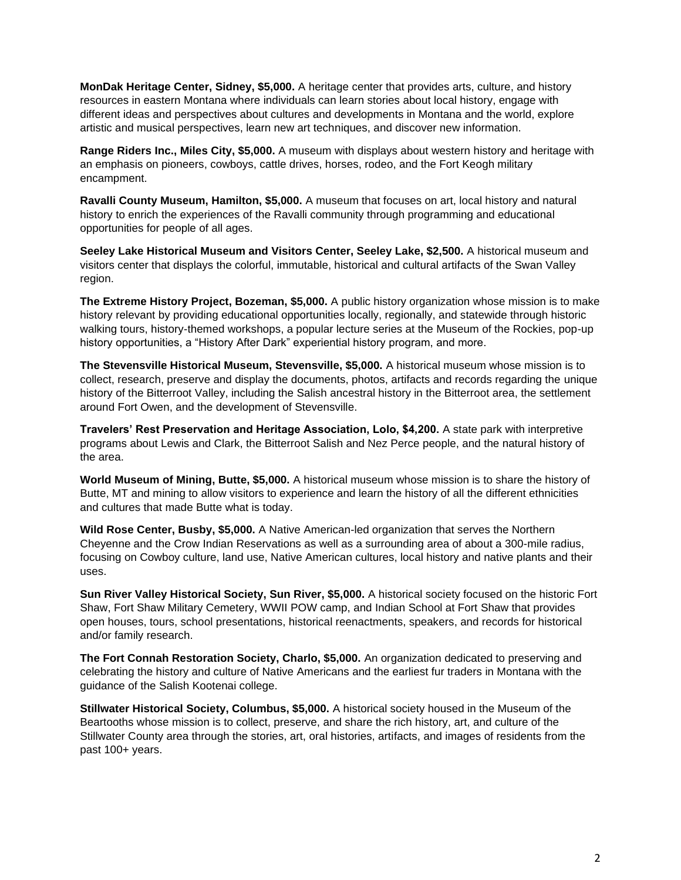**MonDak Heritage Center, Sidney, $5,000.** A heritage center that provides arts, culture, and history resources in eastern Montana where individuals can learn stories about local history, engage with different ideas and perspectives about cultures and developments in Montana and the world, explore artistic and musical perspectives, learn new art techniques, and discover new information.

**Range Riders Inc., Miles City, $5,000.** A museum with displays about western history and heritage with an emphasis on pioneers, cowboys, cattle drives, horses, rodeo, and the Fort Keogh military encampment.

**Ravalli County Museum, Hamilton, $5,000.** A museum that focuses on art, local history and natural history to enrich the experiences of the Ravalli community through programming and educational opportunities for people of all ages.

**Seeley Lake Historical Museum and Visitors Center, Seeley Lake, $2,500.** A historical museum and visitors center that displays the colorful, immutable, historical and cultural artifacts of the Swan Valley region.

**The Extreme History Project, Bozeman, $5,000.** A public history organization whose mission is to make history relevant by providing educational opportunities locally, regionally, and statewide through historic walking tours, history-themed workshops, a popular lecture series at the Museum of the Rockies, pop-up history opportunities, a "History After Dark" experiential history program, and more.

**The Stevensville Historical Museum, Stevensville, $5,000.** A historical museum whose mission is to collect, research, preserve and display the documents, photos, artifacts and records regarding the unique history of the Bitterroot Valley, including the Salish ancestral history in the Bitterroot area, the settlement around Fort Owen, and the development of Stevensville.

**Travelers' Rest Preservation and Heritage Association, Lolo, $4,200.** A state park with interpretive programs about Lewis and Clark, the Bitterroot Salish and Nez Perce people, and the natural history of the area.

**World Museum of Mining, Butte, $5,000.** A historical museum whose mission is to share the history of Butte, MT and mining to allow visitors to experience and learn the history of all the different ethnicities and cultures that made Butte what is today.

**Wild Rose Center, Busby, $5,000.** A Native American-led organization that serves the Northern Cheyenne and the Crow Indian Reservations as well as a surrounding area of about a 300-mile radius, focusing on Cowboy culture, land use, Native American cultures, local history and native plants and their uses.

**Sun River Valley Historical Society, Sun River, $5,000.** A historical society focused on the historic Fort Shaw, Fort Shaw Military Cemetery, WWII POW camp, and Indian School at Fort Shaw that provides open houses, tours, school presentations, historical reenactments, speakers, and records for historical and/or family research.

**The Fort Connah Restoration Society, Charlo, $5,000.** An organization dedicated to preserving and celebrating the history and culture of Native Americans and the earliest fur traders in Montana with the guidance of the Salish Kootenai college.

**Stillwater Historical Society, Columbus, $5,000.** A historical society housed in the Museum of the Beartooths whose mission is to collect, preserve, and share the rich history, art, and culture of the Stillwater County area through the stories, art, oral histories, artifacts, and images of residents from the past 100+ years.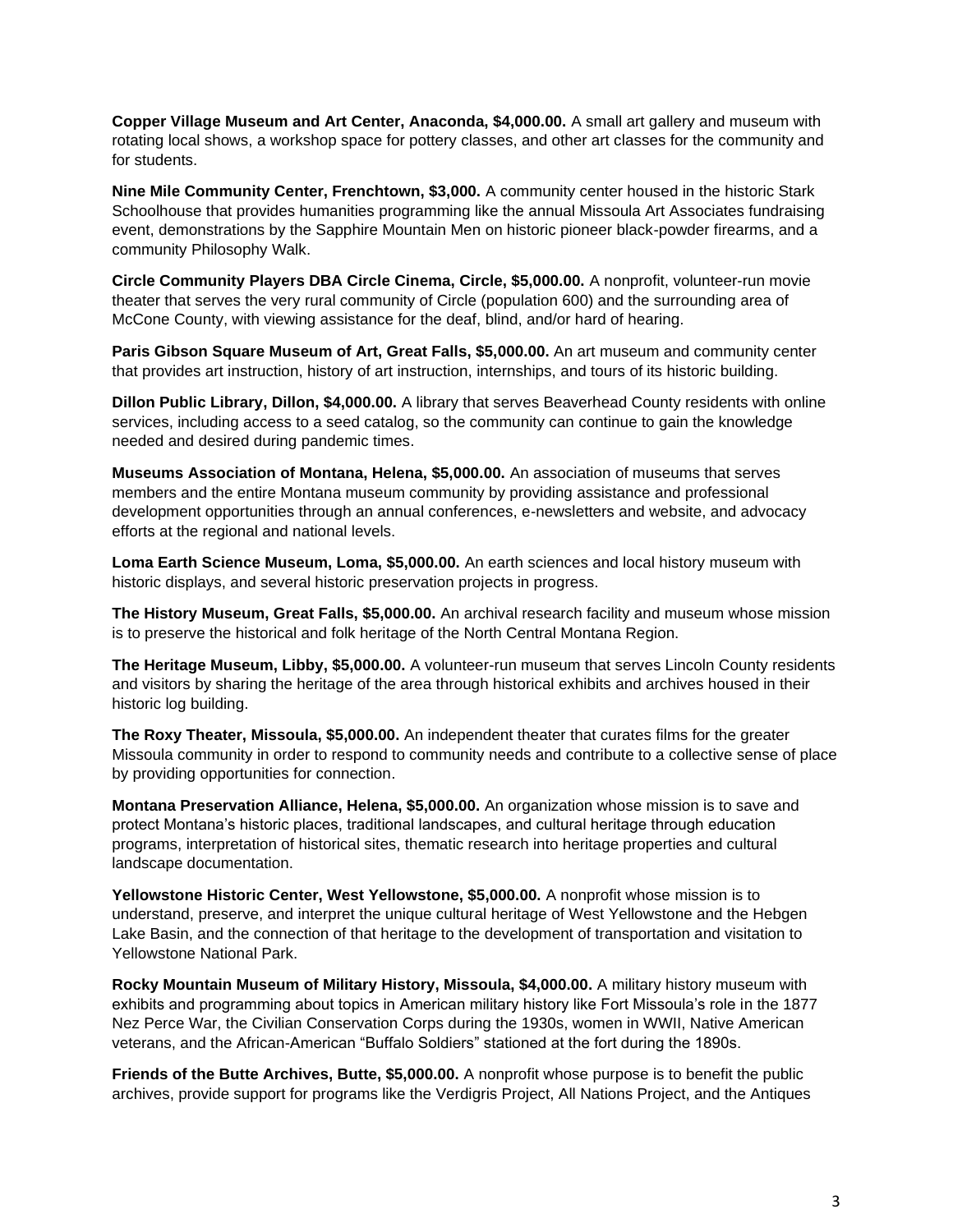**Copper Village Museum and Art Center, Anaconda, $4,000.00.** A small art gallery and museum with rotating local shows, a workshop space for pottery classes, and other art classes for the community and for students.

**Nine Mile Community Center, Frenchtown, $3,000.** A community center housed in the historic Stark Schoolhouse that provides humanities programming like the annual Missoula Art Associates fundraising event, demonstrations by the Sapphire Mountain Men on historic pioneer black-powder firearms, and a community Philosophy Walk.

**Circle Community Players DBA Circle Cinema, Circle, $5,000.00.** A nonprofit, volunteer-run movie theater that serves the very rural community of Circle (population 600) and the surrounding area of McCone County, with viewing assistance for the deaf, blind, and/or hard of hearing.

**Paris Gibson Square Museum of Art, Great Falls, $5,000.00.** An art museum and community center that provides art instruction, history of art instruction, internships, and tours of its historic building.

**Dillon Public Library, Dillon, $4,000.00.** A library that serves Beaverhead County residents with online services, including access to a seed catalog, so the community can continue to gain the knowledge needed and desired during pandemic times.

**Museums Association of Montana, Helena, $5,000.00.** An association of museums that serves members and the entire Montana museum community by providing assistance and professional development opportunities through an annual conferences, e-newsletters and website, and advocacy efforts at the regional and national levels.

**Loma Earth Science Museum, Loma, $5,000.00.** An earth sciences and local history museum with historic displays, and several historic preservation projects in progress.

**The History Museum, Great Falls, $5,000.00.** An archival research facility and museum whose mission is to preserve the historical and folk heritage of the North Central Montana Region.

**The Heritage Museum, Libby, $5,000.00.** A volunteer-run museum that serves Lincoln County residents and visitors by sharing the heritage of the area through historical exhibits and archives housed in their historic log building.

**The Roxy Theater, Missoula, $5,000.00.** An independent theater that curates films for the greater Missoula community in order to respond to community needs and contribute to a collective sense of place by providing opportunities for connection.

**Montana Preservation Alliance, Helena, $5,000.00.** An organization whose mission is to save and protect Montana's historic places, traditional landscapes, and cultural heritage through education programs, interpretation of historical sites, thematic research into heritage properties and cultural landscape documentation.

**Yellowstone Historic Center, West Yellowstone, $5,000.00.** A nonprofit whose mission is to understand, preserve, and interpret the unique cultural heritage of West Yellowstone and the Hebgen Lake Basin, and the connection of that heritage to the development of transportation and visitation to Yellowstone National Park.

**Rocky Mountain Museum of Military History, Missoula, $4,000.00.** A military history museum with exhibits and programming about topics in American military history like Fort Missoula's role in the 1877 Nez Perce War, the Civilian Conservation Corps during the 1930s, women in WWII, Native American veterans, and the African-American "Buffalo Soldiers" stationed at the fort during the 1890s.

**Friends of the Butte Archives, Butte, $5,000.00.** A nonprofit whose purpose is to benefit the public archives, provide support for programs like the Verdigris Project, All Nations Project, and the Antiques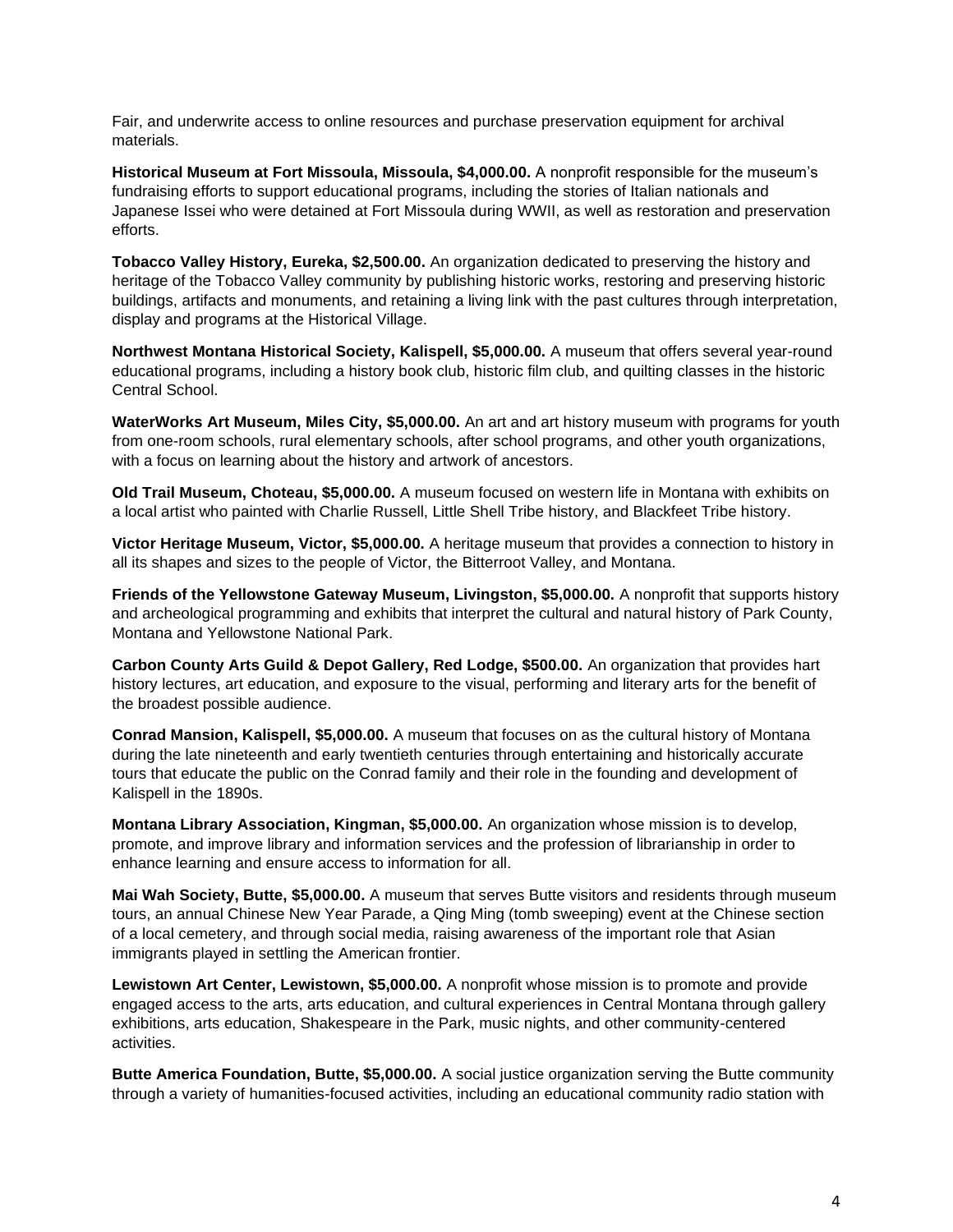Fair, and underwrite access to online resources and purchase preservation equipment for archival materials.

**Historical Museum at Fort Missoula, Missoula, $4,000.00.** A nonprofit responsible for the museum's fundraising efforts to support educational programs, including the stories of Italian nationals and Japanese Issei who were detained at Fort Missoula during WWII, as well as restoration and preservation efforts.

**Tobacco Valley History, Eureka, $2,500.00.** An organization dedicated to preserving the history and heritage of the Tobacco Valley community by publishing historic works, restoring and preserving historic buildings, artifacts and monuments, and retaining a living link with the past cultures through interpretation, display and programs at the Historical Village.

**Northwest Montana Historical Society, Kalispell, $5,000.00.** A museum that offers several year-round educational programs, including a history book club, historic film club, and quilting classes in the historic Central School.

**WaterWorks Art Museum, Miles City, $5,000.00.** An art and art history museum with programs for youth from one-room schools, rural elementary schools, after school programs, and other youth organizations, with a focus on learning about the history and artwork of ancestors.

**Old Trail Museum, Choteau, $5,000.00.** A museum focused on western life in Montana with exhibits on a local artist who painted with Charlie Russell, Little Shell Tribe history, and Blackfeet Tribe history.

**Victor Heritage Museum, Victor, $5,000.00.** A heritage museum that provides a connection to history in all its shapes and sizes to the people of Victor, the Bitterroot Valley, and Montana.

**Friends of the Yellowstone Gateway Museum, Livingston, $5,000.00.** A nonprofit that supports history and archeological programming and exhibits that interpret the cultural and natural history of Park County, Montana and Yellowstone National Park.

**Carbon County Arts Guild & Depot Gallery, Red Lodge, $500.00.** An organization that provides hart history lectures, art education, and exposure to the visual, performing and literary arts for the benefit of the broadest possible audience.

**Conrad Mansion, Kalispell, $5,000.00.** A museum that focuses on as the cultural history of Montana during the late nineteenth and early twentieth centuries through entertaining and historically accurate tours that educate the public on the Conrad family and their role in the founding and development of Kalispell in the 1890s.

**Montana Library Association, Kingman, $5,000.00.** An organization whose mission is to develop, promote, and improve library and information services and the profession of librarianship in order to enhance learning and ensure access to information for all.

**Mai Wah Society, Butte, $5,000.00.** A museum that serves Butte visitors and residents through museum tours, an annual Chinese New Year Parade, a Qing Ming (tomb sweeping) event at the Chinese section of a local cemetery, and through social media, raising awareness of the important role that Asian immigrants played in settling the American frontier.

**Lewistown Art Center, Lewistown, $5,000.00.** A nonprofit whose mission is to promote and provide engaged access to the arts, arts education, and cultural experiences in Central Montana through gallery exhibitions, arts education, Shakespeare in the Park, music nights, and other community-centered activities.

**Butte America Foundation, Butte, $5,000.00.** A social justice organization serving the Butte community through a variety of humanities-focused activities, including an educational community radio station with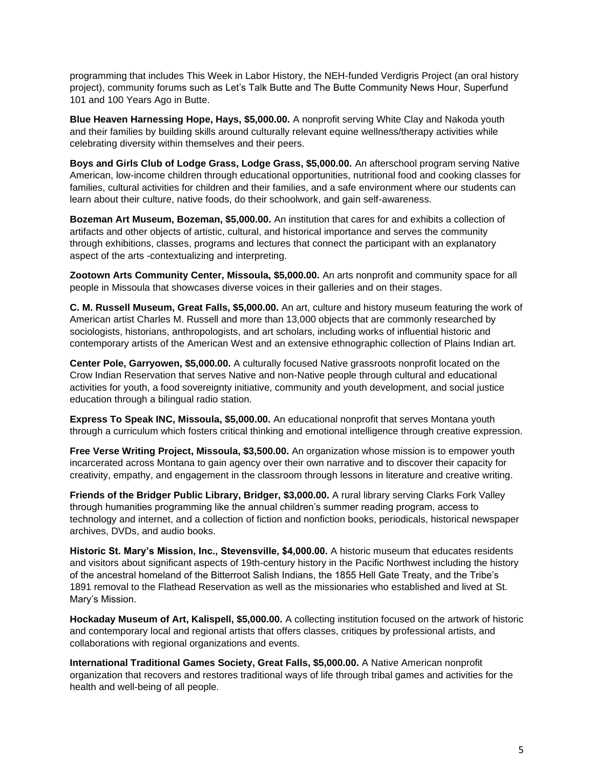programming that includes This Week in Labor History, the NEH-funded Verdigris Project (an oral history project), community forums such as Let's Talk Butte and The Butte Community News Hour, Superfund 101 and 100 Years Ago in Butte.

**Blue Heaven Harnessing Hope, Hays, $5,000.00.** A nonprofit serving White Clay and Nakoda youth and their families by building skills around culturally relevant equine wellness/therapy activities while celebrating diversity within themselves and their peers.

**Boys and Girls Club of Lodge Grass, Lodge Grass, $5,000.00.** An afterschool program serving Native American, low-income children through educational opportunities, nutritional food and cooking classes for families, cultural activities for children and their families, and a safe environment where our students can learn about their culture, native foods, do their schoolwork, and gain self-awareness.

**Bozeman Art Museum, Bozeman, $5,000.00.** An institution that cares for and exhibits a collection of artifacts and other objects of artistic, cultural, and historical importance and serves the community through exhibitions, classes, programs and lectures that connect the participant with an explanatory aspect of the arts -contextualizing and interpreting.

**Zootown Arts Community Center, Missoula, $5,000.00.** An arts nonprofit and community space for all people in Missoula that showcases diverse voices in their galleries and on their stages.

**C. M. Russell Museum, Great Falls, $5,000.00.** An art, culture and history museum featuring the work of American artist Charles M. Russell and more than 13,000 objects that are commonly researched by sociologists, historians, anthropologists, and art scholars, including works of influential historic and contemporary artists of the American West and an extensive ethnographic collection of Plains Indian art.

**Center Pole, Garryowen, $5,000.00.** A culturally focused Native grassroots nonprofit located on the Crow Indian Reservation that serves Native and non-Native people through cultural and educational activities for youth, a food sovereignty initiative, community and youth development, and social justice education through a bilingual radio station.

**Express To Speak INC, Missoula, $5,000.00.** An educational nonprofit that serves Montana youth through a curriculum which fosters critical thinking and emotional intelligence through creative expression.

**Free Verse Writing Project, Missoula, $3,500.00.** An organization whose mission is to empower youth incarcerated across Montana to gain agency over their own narrative and to discover their capacity for creativity, empathy, and engagement in the classroom through lessons in literature and creative writing.

**Friends of the Bridger Public Library, Bridger, $3,000.00.** A rural library serving Clarks Fork Valley through humanities programming like the annual children's summer reading program, access to technology and internet, and a collection of fiction and nonfiction books, periodicals, historical newspaper archives, DVDs, and audio books.

**Historic St. Mary's Mission, Inc., Stevensville, $4,000.00.** A historic museum that educates residents and visitors about significant aspects of 19th-century history in the Pacific Northwest including the history of the ancestral homeland of the Bitterroot Salish Indians, the 1855 Hell Gate Treaty, and the Tribe's 1891 removal to the Flathead Reservation as well as the missionaries who established and lived at St. Mary's Mission.

**Hockaday Museum of Art, Kalispell, $5,000.00.** A collecting institution focused on the artwork of historic and contemporary local and regional artists that offers classes, critiques by professional artists, and collaborations with regional organizations and events.

**International Traditional Games Society, Great Falls, $5,000.00.** A Native American nonprofit organization that recovers and restores traditional ways of life through tribal games and activities for the health and well-being of all people.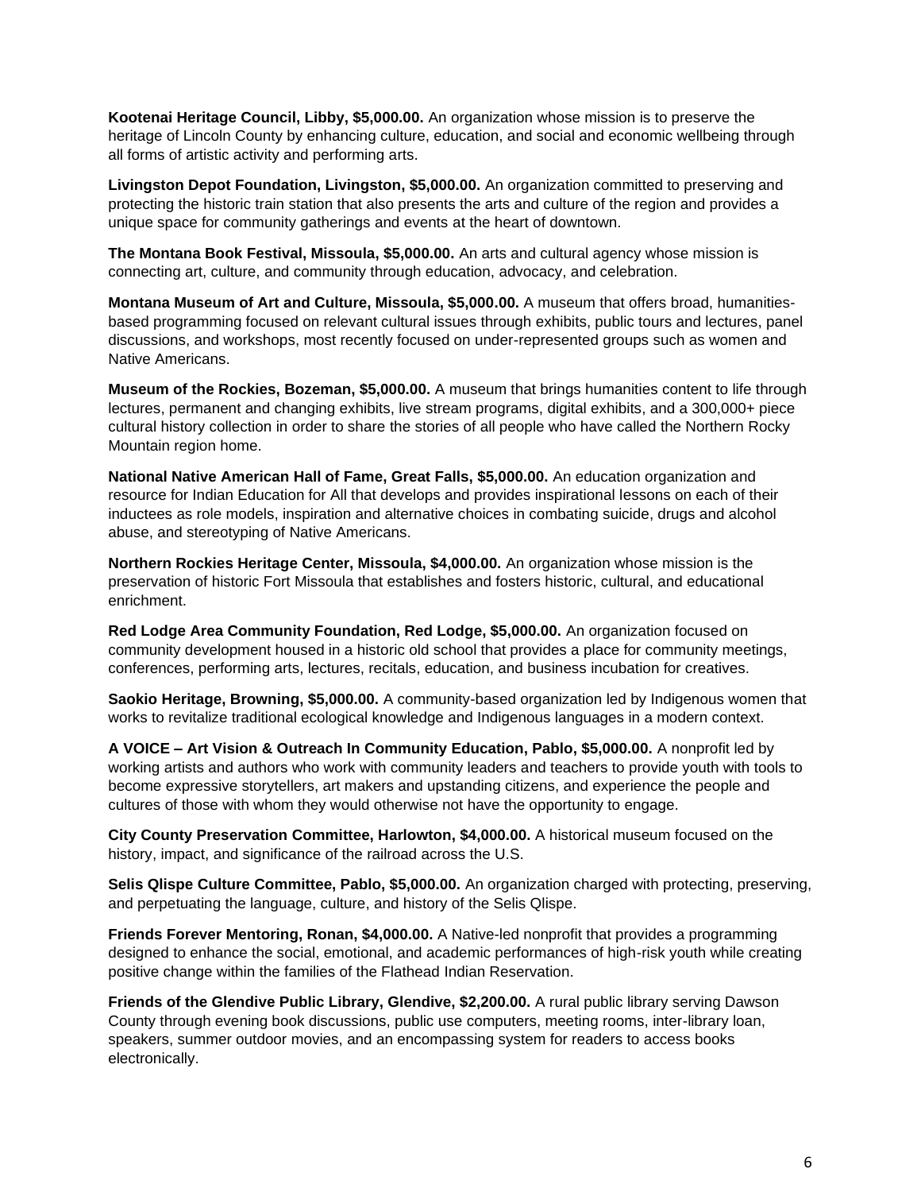**Kootenai Heritage Council, Libby, $5,000.00.** An organization whose mission is to preserve the heritage of Lincoln County by enhancing culture, education, and social and economic wellbeing through all forms of artistic activity and performing arts.

**Livingston Depot Foundation, Livingston, $5,000.00.** An organization committed to preserving and protecting the historic train station that also presents the arts and culture of the region and provides a unique space for community gatherings and events at the heart of downtown.

**The Montana Book Festival, Missoula, $5,000.00.** An arts and cultural agency whose mission is connecting art, culture, and community through education, advocacy, and celebration.

**Montana Museum of Art and Culture, Missoula, $5,000.00.** A museum that offers broad, humanities-based programming focused on relevant cultural issues through exhibits, public tours and lectures, panel discussions, and workshops, most recently focused on under-represented groups such as women and Native Americans.

**Museum of the Rockies, Bozeman, $5,000.00.** A museum that brings humanities content to life through lectures, permanent and changing exhibits, live stream programs, digital exhibits, and a 300,000+ piece cultural history collection in order to share the stories of all people who have called the Northern Rocky Mountain region home.

**National Native American Hall of Fame, Great Falls, $5,000.00.** An education organization and resource for Indian Education for All that develops and provides inspirational lessons on each of their inductees as role models, inspiration and alternative choices in combating suicide, drugs and alcohol abuse, and stereotyping of Native Americans.

**Northern Rockies Heritage Center, Missoula, $4,000.00.** An organization whose mission is the preservation of historic Fort Missoula that establishes and fosters historic, cultural, and educational enrichment.

**Red Lodge Area Community Foundation, Red Lodge, $5,000.00.** An organization focused on community development housed in a historic old school that provides a place for community meetings, conferences, performing arts, lectures, recitals, education, and business incubation for creatives.

**Saokio Heritage, Browning, $5,000.00.** A community-based organization led by Indigenous women that works to revitalize traditional ecological knowledge and Indigenous languages in a modern context.

**A VOICE – Art Vision & Outreach In Community Education, Pablo, $5,000.00.** A nonprofit led by working artists and authors who work with community leaders and teachers to provide youth with tools to become expressive storytellers, art makers and upstanding citizens, and experience the people and cultures of those with whom they would otherwise not have the opportunity to engage.

**City County Preservation Committee, Harlowton, $4,000.00.** A historical museum focused on the history, impact, and significance of the railroad across the U.S.

**Selis Qlispe Culture Committee, Pablo, $5,000.00.** An organization charged with protecting, preserving, and perpetuating the language, culture, and history of the Selis Qlispe.

**Friends Forever Mentoring, Ronan, $4,000.00.** A Native-led nonprofit that provides a programming designed to enhance the social, emotional, and academic performances of high-risk youth while creating positive change within the families of the Flathead Indian Reservation.

**Friends of the Glendive Public Library, Glendive, $2,200.00.** A rural public library serving Dawson County through evening book discussions, public use computers, meeting rooms, inter-library loan, speakers, summer outdoor movies, and an encompassing system for readers to access books electronically.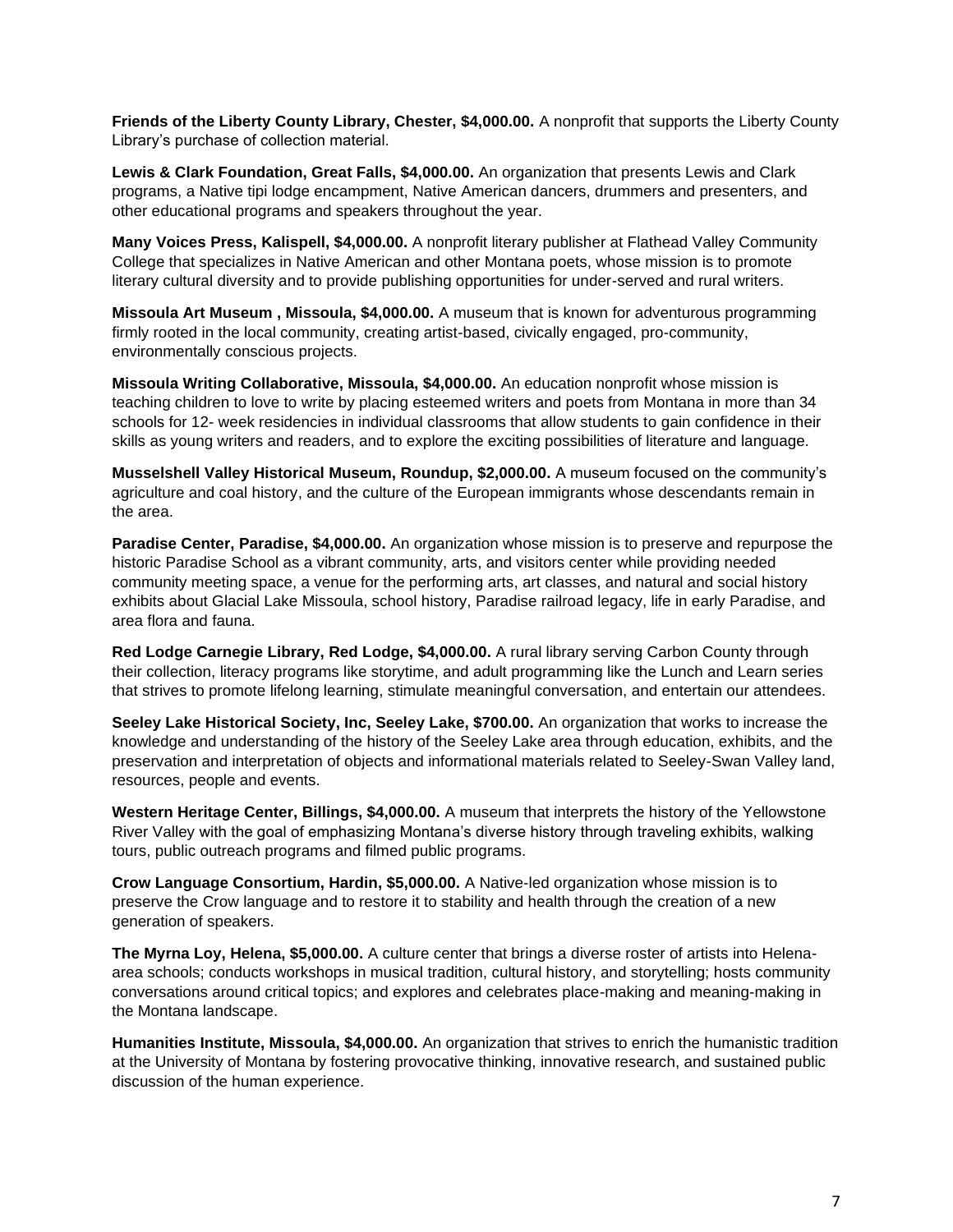**Friends of the Liberty County Library, Chester, $4,000.00.** A nonprofit that supports the Liberty County Library's purchase of collection material.

**Lewis & Clark Foundation, Great Falls, $4,000.00.** An organization that presents Lewis and Clark programs, a Native tipi lodge encampment, Native American dancers, drummers and presenters, and other educational programs and speakers throughout the year.

**Many Voices Press, Kalispell, $4,000.00.** A nonprofit literary publisher at Flathead Valley Community College that specializes in Native American and other Montana poets, whose mission is to promote literary cultural diversity and to provide publishing opportunities for under-served and rural writers.

**Missoula Art Museum , Missoula, $4,000.00.** A museum that is known for adventurous programming firmly rooted in the local community, creating artist-based, civically engaged, pro-community, environmentally conscious projects.

**Missoula Writing Collaborative, Missoula, $4,000.00.** An education nonprofit whose mission is teaching children to love to write by placing esteemed writers and poets from Montana in more than 34 schools for 12- week residencies in individual classrooms that allow students to gain confidence in their skills as young writers and readers, and to explore the exciting possibilities of literature and language.

**Musselshell Valley Historical Museum, Roundup, $2,000.00.** A museum focused on the community's agriculture and coal history, and the culture of the European immigrants whose descendants remain in the area.

**Paradise Center, Paradise, $4,000.00.** An organization whose mission is to preserve and repurpose the historic Paradise School as a vibrant community, arts, and visitors center while providing needed community meeting space, a venue for the performing arts, art classes, and natural and social history exhibits about Glacial Lake Missoula, school history, Paradise railroad legacy, life in early Paradise, and area flora and fauna.

**Red Lodge Carnegie Library, Red Lodge, $4,000.00.** A rural library serving Carbon County through their collection, literacy programs like storytime, and adult programming like the Lunch and Learn series that strives to promote lifelong learning, stimulate meaningful conversation, and entertain our attendees.

**Seeley Lake Historical Society, Inc, Seeley Lake, $700.00.** An organization that works to increase the knowledge and understanding of the history of the Seeley Lake area through education, exhibits, and the preservation and interpretation of objects and informational materials related to Seeley-Swan Valley land, resources, people and events.

**Western Heritage Center, Billings, $4,000.00.** A museum that interprets the history of the Yellowstone River Valley with the goal of emphasizing Montana's diverse history through traveling exhibits, walking tours, public outreach programs and filmed public programs.

**Crow Language Consortium, Hardin, $5,000.00.** A Native-led organization whose mission is to preserve the Crow language and to restore it to stability and health through the creation of a new generation of speakers.

**The Myrna Loy, Helena, $5,000.00.** A culture center that brings a diverse roster of artists into Helena-area schools; conducts workshops in musical tradition, cultural history, and storytelling; hosts community conversations around critical topics; and explores and celebrates place-making and meaning-making in the Montana landscape.

**Humanities Institute, Missoula, $4,000.00.** An organization that strives to enrich the humanistic tradition at the University of Montana by fostering provocative thinking, innovative research, and sustained public discussion of the human experience.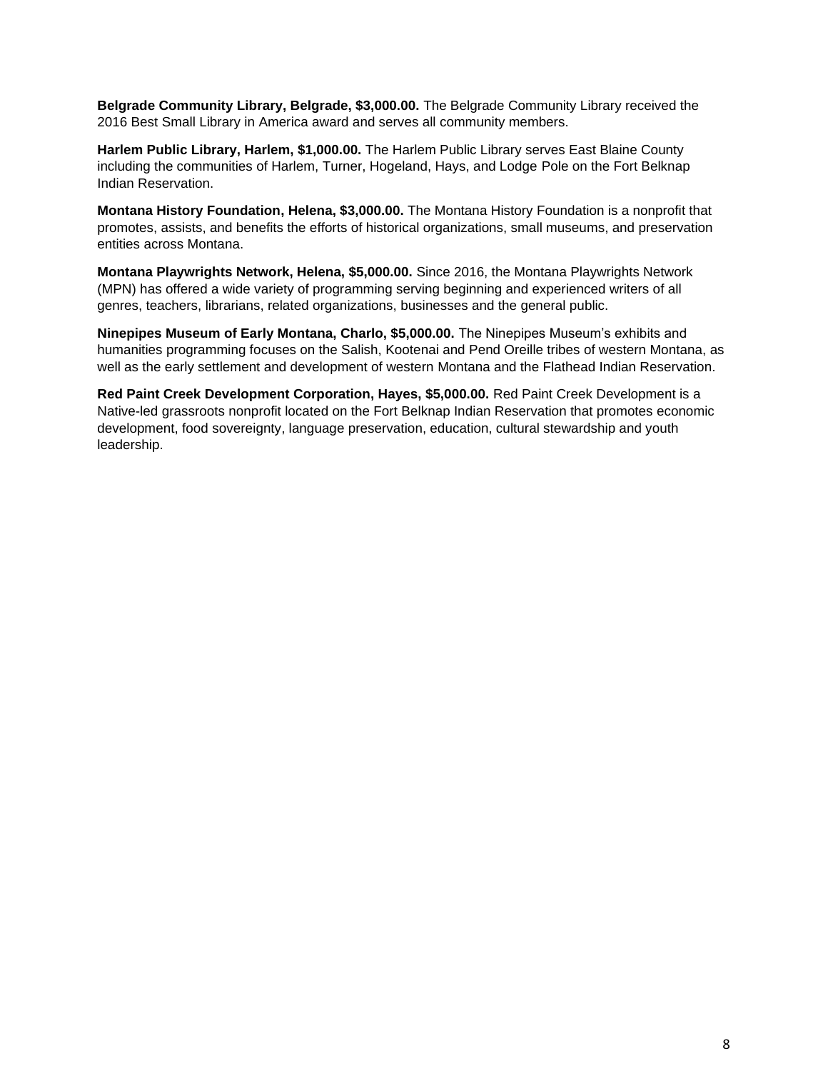**Belgrade Community Library, Belgrade, $3,000.00.** The Belgrade Community Library received the 2016 Best Small Library in America award and serves all community members.

**Harlem Public Library, Harlem, $1,000.00.** The Harlem Public Library serves East Blaine County including the communities of Harlem, Turner, Hogeland, Hays, and Lodge Pole on the Fort Belknap Indian Reservation.

**Montana History Foundation, Helena, $3,000.00.** The Montana History Foundation is a nonprofit that promotes, assists, and benefits the efforts of historical organizations, small museums, and preservation entities across Montana.

**Montana Playwrights Network, Helena, $5,000.00.** Since 2016, the Montana Playwrights Network (MPN) has offered a wide variety of programming serving beginning and experienced writers of all genres, teachers, librarians, related organizations, businesses and the general public.

**Ninepipes Museum of Early Montana, Charlo, $5,000.00.** The Ninepipes Museum's exhibits and humanities programming focuses on the Salish, Kootenai and Pend Oreille tribes of western Montana, as well as the early settlement and development of western Montana and the Flathead Indian Reservation.

**Red Paint Creek Development Corporation, Hayes, $5,000.00.** Red Paint Creek Development is a Native-led grassroots nonprofit located on the Fort Belknap Indian Reservation that promotes economic development, food sovereignty, language preservation, education, cultural stewardship and youth leadership.